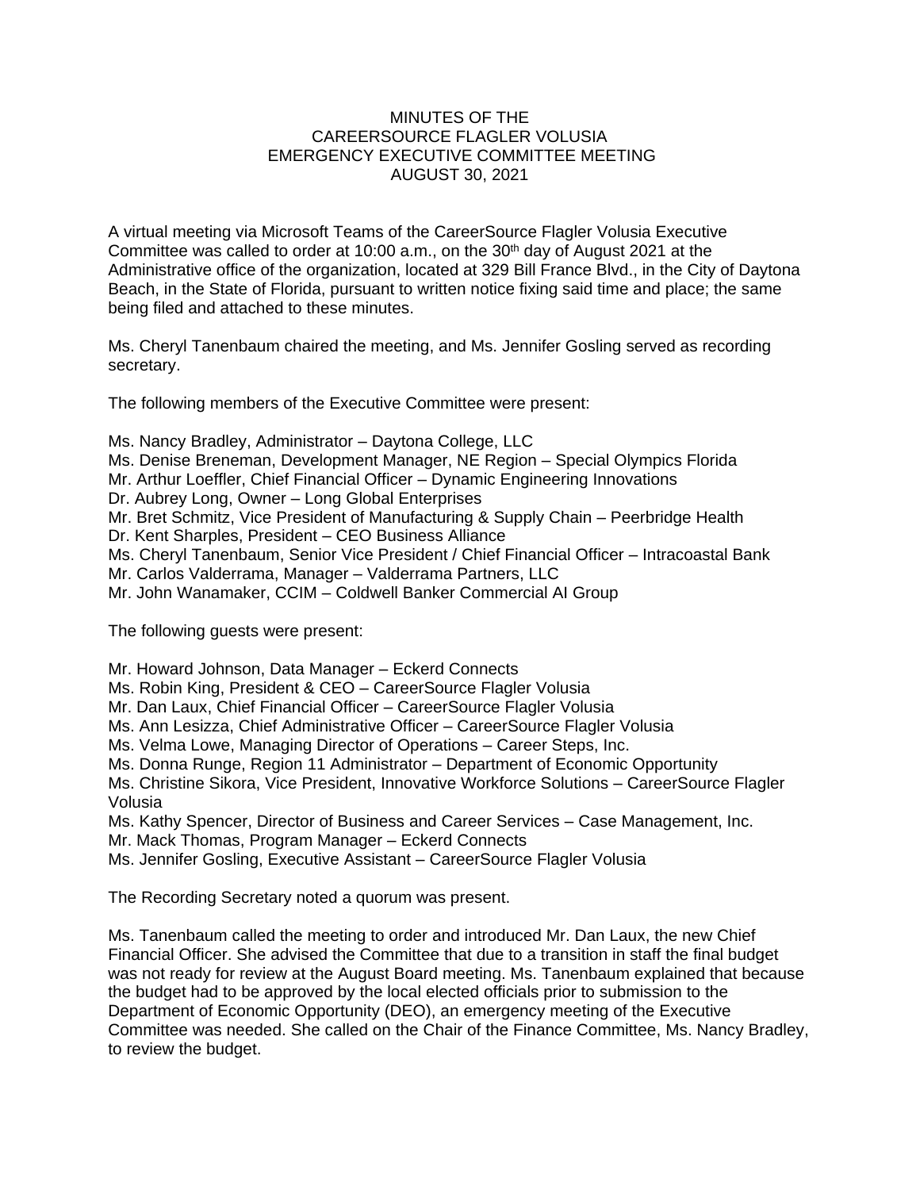# MINUTES OF THE CAREERSOURCE FLAGLER VOLUSIA EMERGENCY EXECUTIVE COMMITTEE MEETING AUGUST 30, 2021

A virtual meeting via Microsoft Teams of the CareerSource Flagler Volusia Executive Committee was called to order at 10:00 a.m., on the 30th day of August 2021 at the Administrative office of the organization, located at 329 Bill France Blvd., in the City of Daytona Beach, in the State of Florida, pursuant to written notice fixing said time and place; the same being filed and attached to these minutes.

Ms. Cheryl Tanenbaum chaired the meeting, and Ms. Jennifer Gosling served as recording secretary.

The following members of the Executive Committee were present:

Ms. Nancy Bradley, Administrator – Daytona College, LLC
Ms. Denise Breneman, Development Manager, NE Region – Special Olympics Florida
Mr. Arthur Loeffler, Chief Financial Officer – Dynamic Engineering Innovations
Dr. Aubrey Long, Owner – Long Global Enterprises
Mr. Bret Schmitz, Vice President of Manufacturing & Supply Chain – Peerbridge Health
Dr. Kent Sharples, President – CEO Business Alliance
Ms. Cheryl Tanenbaum, Senior Vice President / Chief Financial Officer – Intracoastal Bank
Mr. Carlos Valderrama, Manager – Valderrama Partners, LLC
Mr. John Wanamaker, CCIM – Coldwell Banker Commercial AI Group

The following guests were present:

Mr. Howard Johnson, Data Manager – Eckerd Connects
Ms. Robin King, President & CEO – CareerSource Flagler Volusia
Mr. Dan Laux, Chief Financial Officer – CareerSource Flagler Volusia
Ms. Ann Lesizza, Chief Administrative Officer – CareerSource Flagler Volusia
Ms. Velma Lowe, Managing Director of Operations – Career Steps, Inc.
Ms. Donna Runge, Region 11 Administrator – Department of Economic Opportunity
Ms. Christine Sikora, Vice President, Innovative Workforce Solutions – CareerSource Flagler Volusia
Ms. Kathy Spencer, Director of Business and Career Services – Case Management, Inc.
Mr. Mack Thomas, Program Manager – Eckerd Connects
Ms. Jennifer Gosling, Executive Assistant – CareerSource Flagler Volusia

The Recording Secretary noted a quorum was present.

Ms. Tanenbaum called the meeting to order and introduced Mr. Dan Laux, the new Chief Financial Officer. She advised the Committee that due to a transition in staff the final budget was not ready for review at the August Board meeting. Ms. Tanenbaum explained that because the budget had to be approved by the local elected officials prior to submission to the Department of Economic Opportunity (DEO), an emergency meeting of the Executive Committee was needed. She called on the Chair of the Finance Committee, Ms. Nancy Bradley, to review the budget.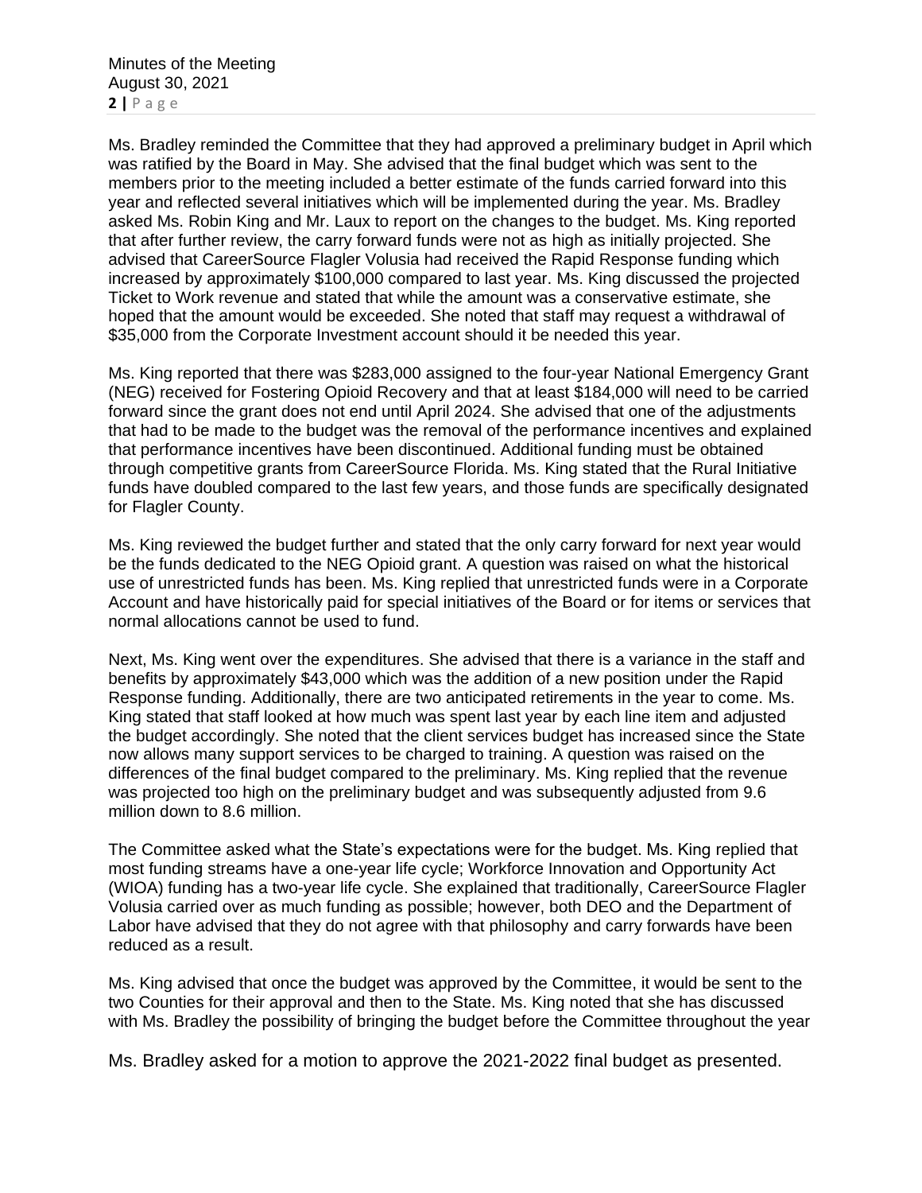Ms. Bradley reminded the Committee that they had approved a preliminary budget in April which was ratified by the Board in May. She advised that the final budget which was sent to the members prior to the meeting included a better estimate of the funds carried forward into this year and reflected several initiatives which will be implemented during the year. Ms. Bradley asked Ms. Robin King and Mr. Laux to report on the changes to the budget. Ms. King reported that after further review, the carry forward funds were not as high as initially projected. She advised that CareerSource Flagler Volusia had received the Rapid Response funding which increased by approximately $100,000 compared to last year. Ms. King discussed the projected Ticket to Work revenue and stated that while the amount was a conservative estimate, she hoped that the amount would be exceeded. She noted that staff may request a withdrawal of $35,000 from the Corporate Investment account should it be needed this year.

Ms. King reported that there was $283,000 assigned to the four-year National Emergency Grant (NEG) received for Fostering Opioid Recovery and that at least $184,000 will need to be carried forward since the grant does not end until April 2024. She advised that one of the adjustments that had to be made to the budget was the removal of the performance incentives and explained that performance incentives have been discontinued. Additional funding must be obtained through competitive grants from CareerSource Florida. Ms. King stated that the Rural Initiative funds have doubled compared to the last few years, and those funds are specifically designated for Flagler County.

Ms. King reviewed the budget further and stated that the only carry forward for next year would be the funds dedicated to the NEG Opioid grant. A question was raised on what the historical use of unrestricted funds has been. Ms. King replied that unrestricted funds were in a Corporate Account and have historically paid for special initiatives of the Board or for items or services that normal allocations cannot be used to fund.

Next, Ms. King went over the expenditures. She advised that there is a variance in the staff and benefits by approximately $43,000 which was the addition of a new position under the Rapid Response funding. Additionally, there are two anticipated retirements in the year to come. Ms. King stated that staff looked at how much was spent last year by each line item and adjusted the budget accordingly. She noted that the client services budget has increased since the State now allows many support services to be charged to training. A question was raised on the differences of the final budget compared to the preliminary. Ms. King replied that the revenue was projected too high on the preliminary budget and was subsequently adjusted from 9.6 million down to 8.6 million.

The Committee asked what the State's expectations were for the budget. Ms. King replied that most funding streams have a one-year life cycle; Workforce Innovation and Opportunity Act (WIOA) funding has a two-year life cycle. She explained that traditionally, CareerSource Flagler Volusia carried over as much funding as possible; however, both DEO and the Department of Labor have advised that they do not agree with that philosophy and carry forwards have been reduced as a result.

Ms. King advised that once the budget was approved by the Committee, it would be sent to the two Counties for their approval and then to the State. Ms. King noted that she has discussed with Ms. Bradley the possibility of bringing the budget before the Committee throughout the year

Ms. Bradley asked for a motion to approve the 2021-2022 final budget as presented.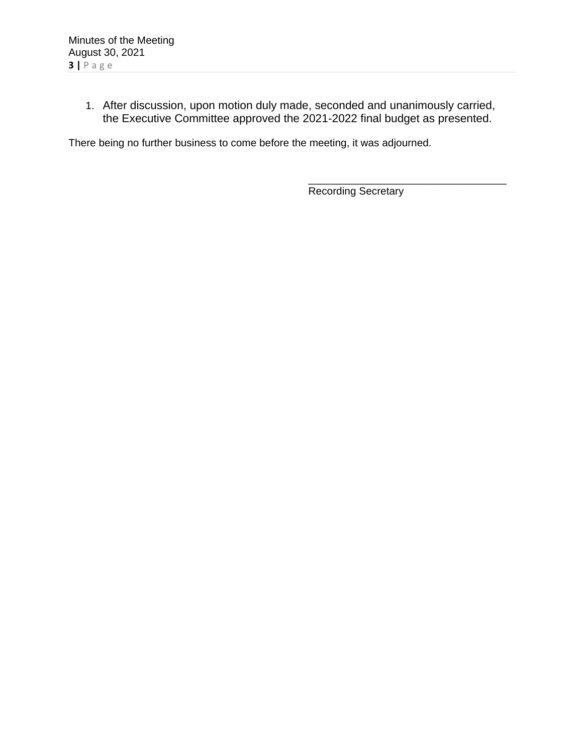1. After discussion, upon motion duly made, seconded and unanimously carried, the Executive Committee approved the 2021-2022 final budget as presented.

There being no further business to come before the meeting, it was adjourned.

\_\_\_\_\_\_\_\_\_\_\_\_\_\_\_\_\_\_\_\_\_\_\_\_\_\_\_\_\_\_\_\_\_\_

Recording Secretary